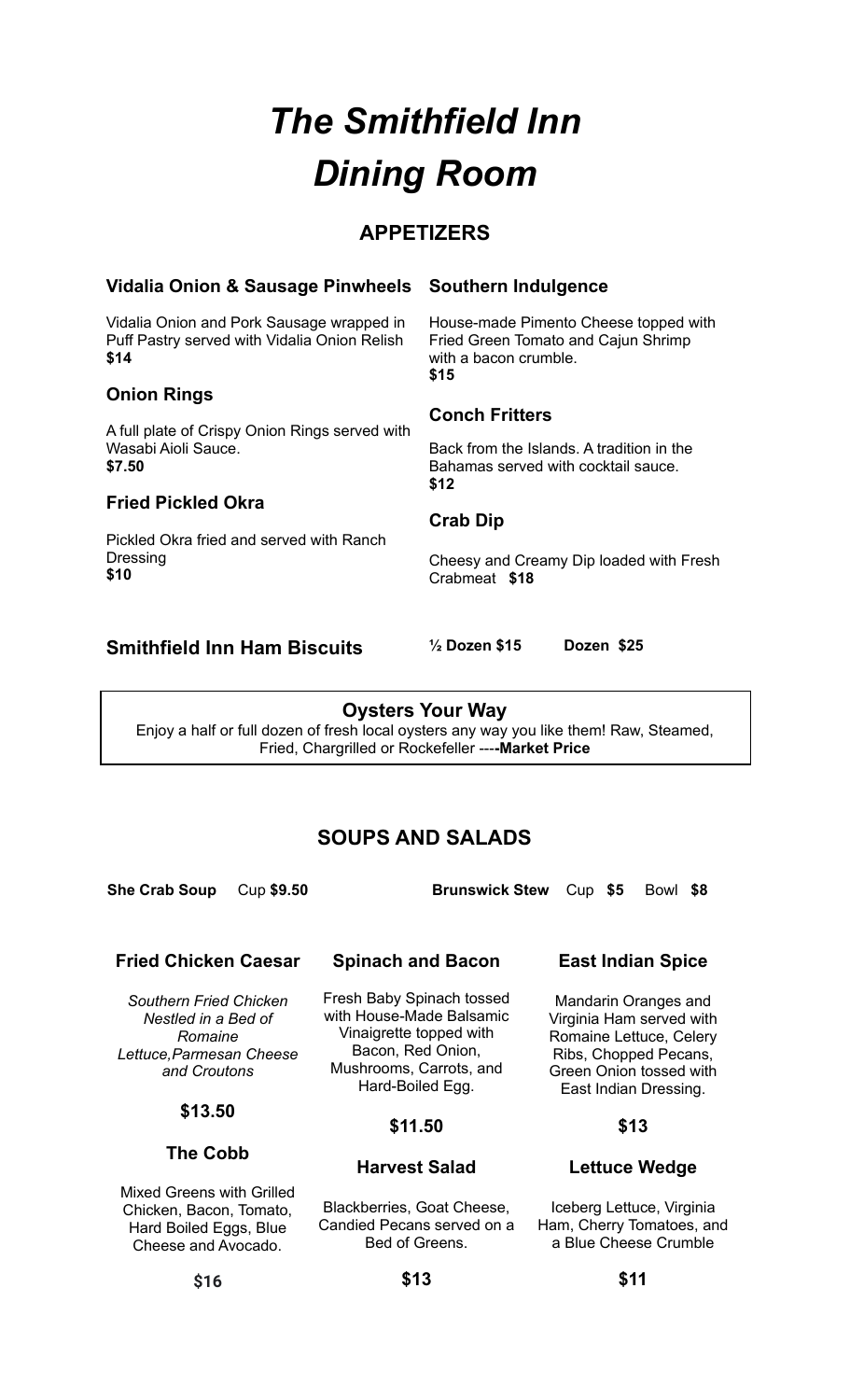# *The Smithfield Inn Dining Room*

## APPETIZERS

### Vidalia Onion & Sausage Pinwheels

Vidalia Onion and Pork Sausage wrapped in Puff Pastry served with Vidalia Onion Relish
**$14**

### Onion Rings

A full plate of Crispy Onion Rings served with Wasabi Aioli Sauce.
**$7.50**

### Fried Pickled Okra

Pickled Okra fried and served with Ranch Dressing
**$10**

### Southern Indulgence

House-made Pimento Cheese topped with Fried Green Tomato and Cajun Shrimp with a bacon crumble.
**$15**

### Conch Fritters

Back from the Islands. A tradition in the Bahamas served with cocktail sauce.
**$12**

### Crab Dip

Cheesy and Creamy Dip loaded with Fresh Crabmeat **$18**

### Smithfield Inn Ham Biscuits

**½ Dozen $15** **Dozen $25**

### Oysters Your Way

Enjoy a half or full dozen of fresh local oysters any way you like them! Raw, Steamed, Fried, Chargrilled or Rockefeller ----**Market Price**

## SOUPS AND SALADS

**She Crab Soup** Cup **$9.50**

**Brunswick Stew** Cup **$5** Bowl **$8**

### Fried Chicken Caesar

*Southern Fried Chicken Nestled in a Bed of Romaine Lettuce,Parmesan Cheese and Croutons*

**$13.50**

### Spinach and Bacon

Fresh Baby Spinach tossed with House-Made Balsamic Vinaigrette topped with Bacon, Red Onion, Mushrooms, Carrots, and Hard-Boiled Egg.

**$11.50**

### East Indian Spice

Mandarin Oranges and Virginia Ham served with Romaine Lettuce, Celery Ribs, Chopped Pecans, Green Onion tossed with East Indian Dressing.

**$13**

### The Cobb

Mixed Greens with Grilled Chicken, Bacon, Tomato, Hard Boiled Eggs, Blue Cheese and Avocado.

**$16**

### Harvest Salad

Blackberries, Goat Cheese, Candied Pecans served on a Bed of Greens.

**$13**

### Lettuce Wedge

Iceberg Lettuce, Virginia Ham, Cherry Tomatoes, and a Blue Cheese Crumble

**$11**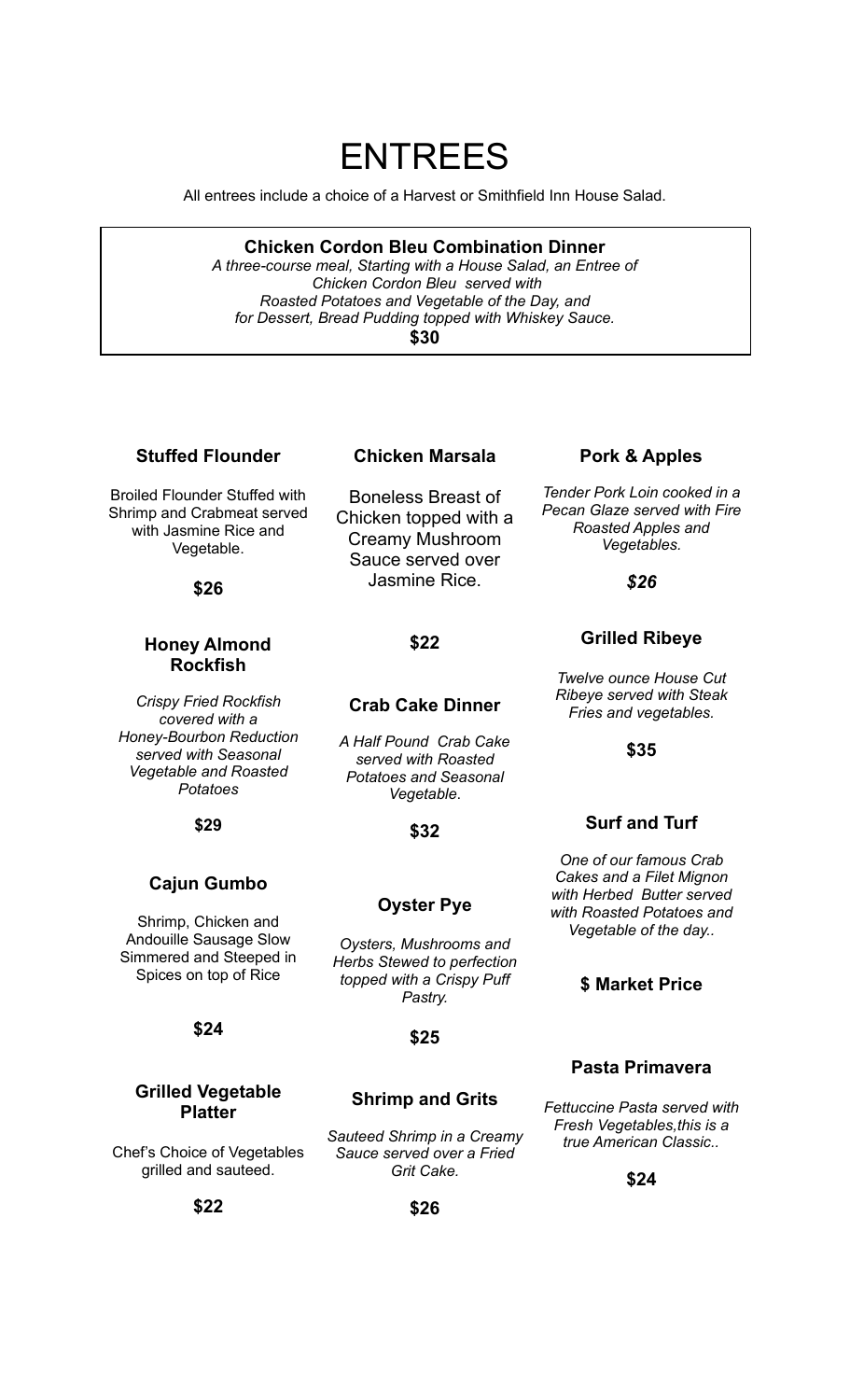# ENTREES

All entrees include a choice of a Harvest or Smithfield Inn House Salad.

**Chicken Cordon Bleu Combination Dinner**

*A three-course meal, Starting with a House Salad, an Entree of Chicken Cordon Bleu served with Roasted Potatoes and Vegetable of the Day, and for Dessert, Bread Pudding topped with Whiskey Sauce.*

**$30**

### Stuffed Flounder

Broiled Flounder Stuffed with Shrimp and Crabmeat served with Jasmine Rice and Vegetable.

**$26**

### Honey Almond Rockfish

*Crispy Fried Rockfish covered with a Honey-Bourbon Reduction served with Seasonal Vegetable and Roasted Potatoes*

**$29**

### Cajun Gumbo

Shrimp, Chicken and Andouille Sausage Slow Simmered and Steeped in Spices on top of Rice

**$24**

### Grilled Vegetable Platter

Chef's Choice of Vegetables grilled and sauteed.

**$22**

### Chicken Marsala

Boneless Breast of Chicken topped with a Creamy Mushroom Sauce served over Jasmine Rice.

**$22**

### Crab Cake Dinner

*A Half Pound Crab Cake served with Roasted Potatoes and Seasonal Vegetable.*

**$32**

### Oyster Pye

*Oysters, Mushrooms and Herbs Stewed to perfection topped with a Crispy Puff Pastry.*

**$25**

### Shrimp and Grits

*Sauteed Shrimp in a Creamy Sauce served over a Fried Grit Cake.*

**$26**

### Pork & Apples

*Tender Pork Loin cooked in a Pecan Glaze served with Fire Roasted Apples and Vegetables.*

***$26***

### Grilled Ribeye

*Twelve ounce House Cut Ribeye served with Steak Fries and vegetables.*

**$35**

### Surf and Turf

*One of our famous Crab Cakes and a Filet Mignon with Herbed Butter served with Roasted Potatoes and Vegetable of the day..*

**$ Market Price**

### Pasta Primavera

*Fettuccine Pasta served with Fresh Vegetables,this is a true American Classic..*

**$24**